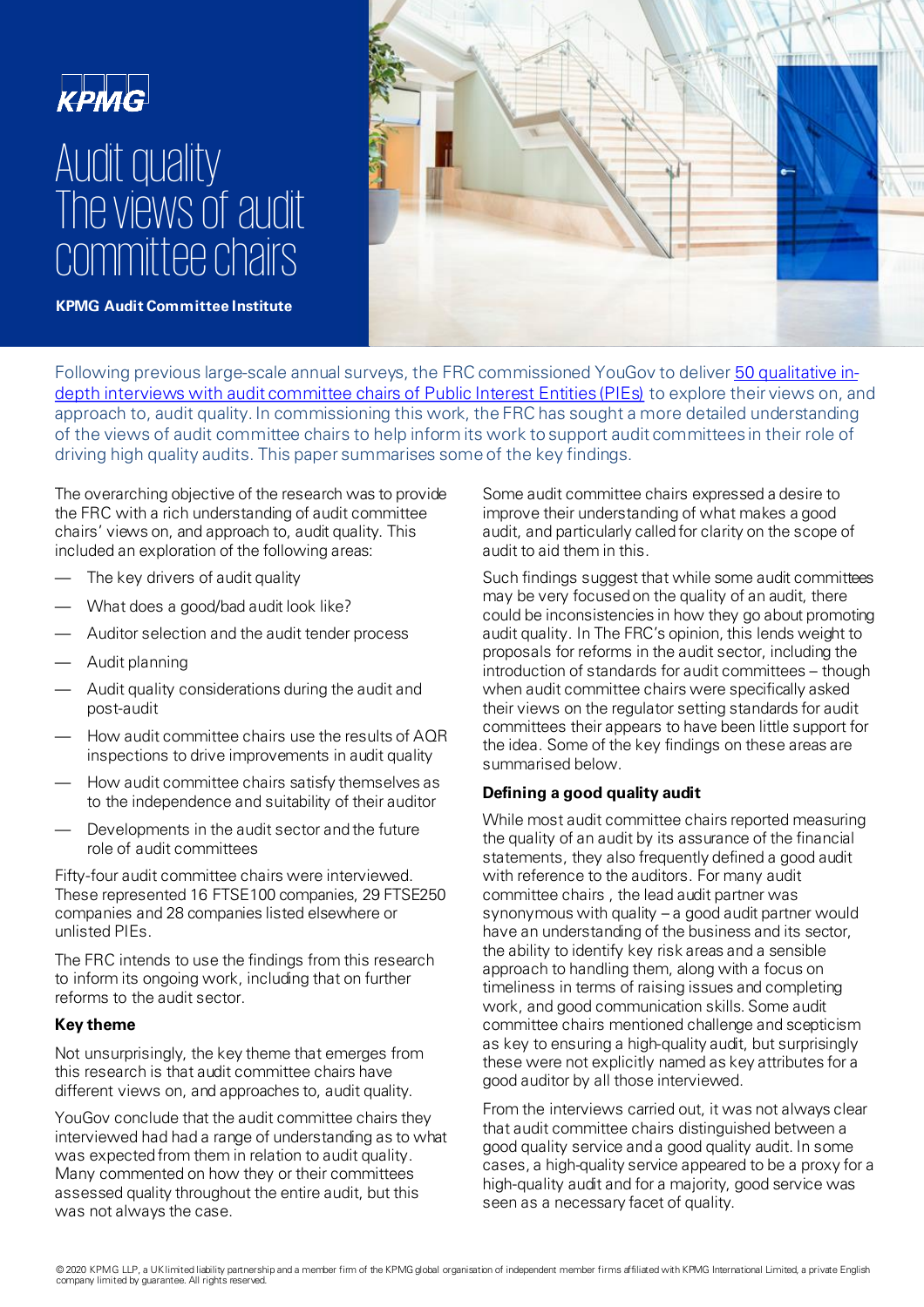KPMG

# Audit quality The views of audit committee chairs

**KPMG Audit Committee Institute**

Following previous large-scale annual surveys, the FRC commissioned YouGov to deliver 50 qualitative in-depth interviews with audit committee chairs of Public Interest Entities (PIEs) to explore their views on, and approach to, audit quality. In commissioning this work, the FRC has sought a more detailed understanding of the views of audit committee chairs to help inform its work to support audit committees in their role of driving high quality audits. This paper summarises some of the key findings.

The overarching objective of the research was to provide the FRC with a rich understanding of audit committee chairs' views on, and approach to, audit quality. This included an exploration of the following areas:

- The key drivers of audit quality
- What does a good/bad audit look like?
- Auditor selection and the audit tender process
- Audit planning
- Audit quality considerations during the audit and post-audit
- How audit committee chairs use the results of AQR inspections to drive improvements in audit quality
- How audit committee chairs satisfy themselves as to the independence and suitability of their auditor
- Developments in the audit sector and the future role of audit committees

Fifty-four audit committee chairs were interviewed. These represented 16 FTSE100 companies, 29 FTSE250 companies and 28 companies listed elsewhere or unlisted PIEs.

The FRC intends to use the findings from this research to inform its ongoing work, including that on further reforms to the audit sector.

### Key theme

Not unsurprisingly, the key theme that emerges from this research is that audit committee chairs have different views on, and approaches to, audit quality.

YouGov conclude that the audit committee chairs they interviewed had had a range of understanding as to what was expected from them in relation to audit quality. Many commented on how they or their committees assessed quality throughout the entire audit, but this was not always the case.

Some audit committee chairs expressed a desire to improve their understanding of what makes a good audit, and particularly called for clarity on the scope of audit to aid them in this.

Such findings suggest that while some audit committees may be very focused on the quality of an audit, there could be inconsistencies in how they go about promoting audit quality. In The FRC's opinion, this lends weight to proposals for reforms in the audit sector, including the introduction of standards for audit committees – though when audit committee chairs were specifically asked their views on the regulator setting standards for audit committees their appears to have been little support for the idea. Some of the key findings on these areas are summarised below.

### Defining a good quality audit

While most audit committee chairs reported measuring the quality of an audit by its assurance of the financial statements, they also frequently defined a good audit with reference to the auditors. For many audit committee chairs , the lead audit partner was synonymous with quality – a good audit partner would have an understanding of the business and its sector, the ability to identify key risk areas and a sensible approach to handling them, along with a focus on timeliness in terms of raising issues and completing work, and good communication skills. Some audit committee chairs mentioned challenge and scepticism as key to ensuring a high-quality audit, but surprisingly these were not explicitly named as key attributes for a good auditor by all those interviewed.

From the interviews carried out, it was not always clear that audit committee chairs distinguished between a good quality service and a good quality audit. In some cases, a high-quality service appeared to be a proxy for a high-quality audit and for a majority, good service was seen as a necessary facet of quality.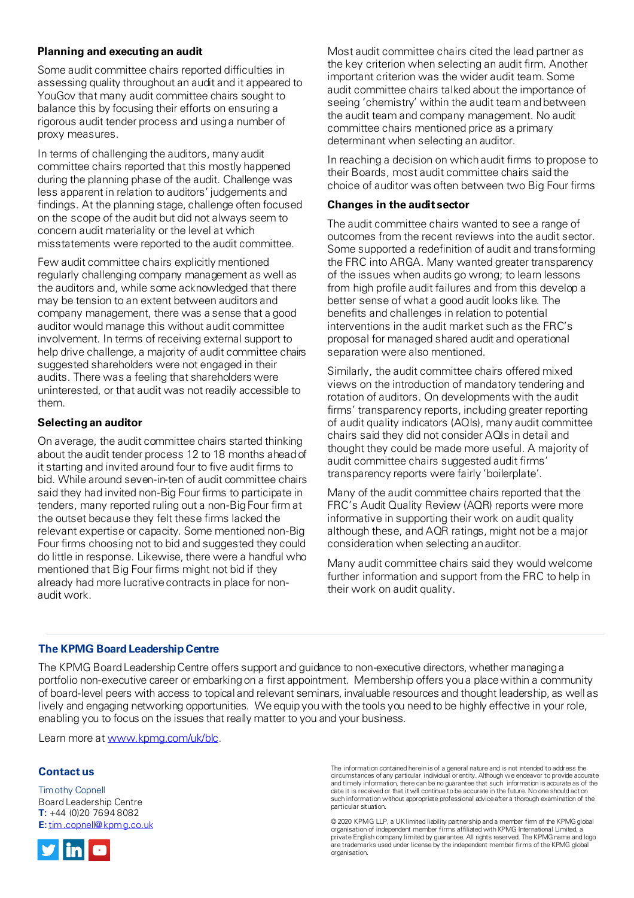## Planning and executing an audit

Some audit committee chairs reported difficulties in assessing quality throughout an audit and it appeared to YouGov that many audit committee chairs sought to balance this by focusing their efforts on ensuring a rigorous audit tender process and using a number of proxy measures.

In terms of challenging the auditors, many audit committee chairs reported that this mostly happened during the planning phase of the audit. Challenge was less apparent in relation to auditors' judgements and findings. At the planning stage, challenge often focused on the scope of the audit but did not always seem to concern audit materiality or the level at which misstatements were reported to the audit committee.

Few audit committee chairs explicitly mentioned regularly challenging company management as well as the auditors and, while some acknowledged that there may be tension to an extent between auditors and company management, there was a sense that a good auditor would manage this without audit committee involvement. In terms of receiving external support to help drive challenge, a majority of audit committee chairs suggested shareholders were not engaged in their audits. There was a feeling that shareholders were uninterested, or that audit was not readily accessible to them.

## Selecting an auditor

On average, the audit committee chairs started thinking about the audit tender process 12 to 18 months ahead of it starting and invited around four to five audit firms to bid. While around seven-in-ten of audit committee chairs said they had invited non-Big Four firms to participate in tenders, many reported ruling out a non-Big Four firm at the outset because they felt these firms lacked the relevant expertise or capacity. Some mentioned non-Big Four firms choosing not to bid and suggested they could do little in response. Likewise, there were a handful who mentioned that Big Four firms might not bid if they already had more lucrative contracts in place for non-audit work.

Most audit committee chairs cited the lead partner as the key criterion when selecting an audit firm. Another important criterion was the wider audit team. Some audit committee chairs talked about the importance of seeing 'chemistry' within the audit team and between the audit team and company management. No audit committee chairs mentioned price as a primary determinant when selecting an auditor.

In reaching a decision on which audit firms to propose to their Boards, most audit committee chairs said the choice of auditor was often between two Big Four firms

## Changes in the audit sector

The audit committee chairs wanted to see a range of outcomes from the recent reviews into the audit sector. Some supported a redefinition of audit and transforming the FRC into ARGA. Many wanted greater transparency of the issues when audits go wrong; to learn lessons from high profile audit failures and from this develop a better sense of what a good audit looks like. The benefits and challenges in relation to potential interventions in the audit market such as the FRC's proposal for managed shared audit and operational separation were also mentioned.

Similarly, the audit committee chairs offered mixed views on the introduction of mandatory tendering and rotation of auditors. On developments with the audit firms' transparency reports, including greater reporting of audit quality indicators (AQIs), many audit committee chairs said they did not consider AQIs in detail and thought they could be made more useful. A majority of audit committee chairs suggested audit firms' transparency reports were fairly 'boilerplate'.

Many of the audit committee chairs reported that the FRC's Audit Quality Review (AQR) reports were more informative in supporting their work on audit quality although these, and AQR ratings, might not be a major consideration when selecting an auditor.

Many audit committee chairs said they would welcome further information and support from the FRC to help in their work on audit quality.

## The KPMG Board Leadership Centre

The KPMG Board Leadership Centre offers support and guidance to non-executive directors, whether managing a portfolio non-executive career or embarking on a first appointment. Membership offers you a place within a community of board-level peers with access to topical and relevant seminars, invaluable resources and thought leadership, as well as lively and engaging networking opportunities. We equip you with the tools you need to be highly effective in your role, enabling you to focus on the issues that really matter to you and your business.

Learn more at [www.kpmg.com/uk/blc](www.kpmg.com/uk/blc).

## Contact us

Timothy Copnell
Board Leadership Centre
**T:** +44 (0)20 7694 8082
**E:** tim.copnell@kpmg.co.uk

The information contained herein is of a general nature and is not intended to address the circumstances of any particular individual or entity. Although we endeavor to provide accurate and timely information, there can be no guarantee that such information is accurate as of the date it is received or that it will continue to be accurate in the future. No one should act on such information without appropriate professional advice after a thorough examination of the particular situation.

© 2020 KPMG LLP, a UK limited liability partnership and a member firm of the KPMG global organisation of independent member firms affiliated with KPMG International Limited, a private English company limited by guarantee. All rights reserved. The KPMG name and logo are trademarks used under license by the independent member firms of the KPMG global organisation.